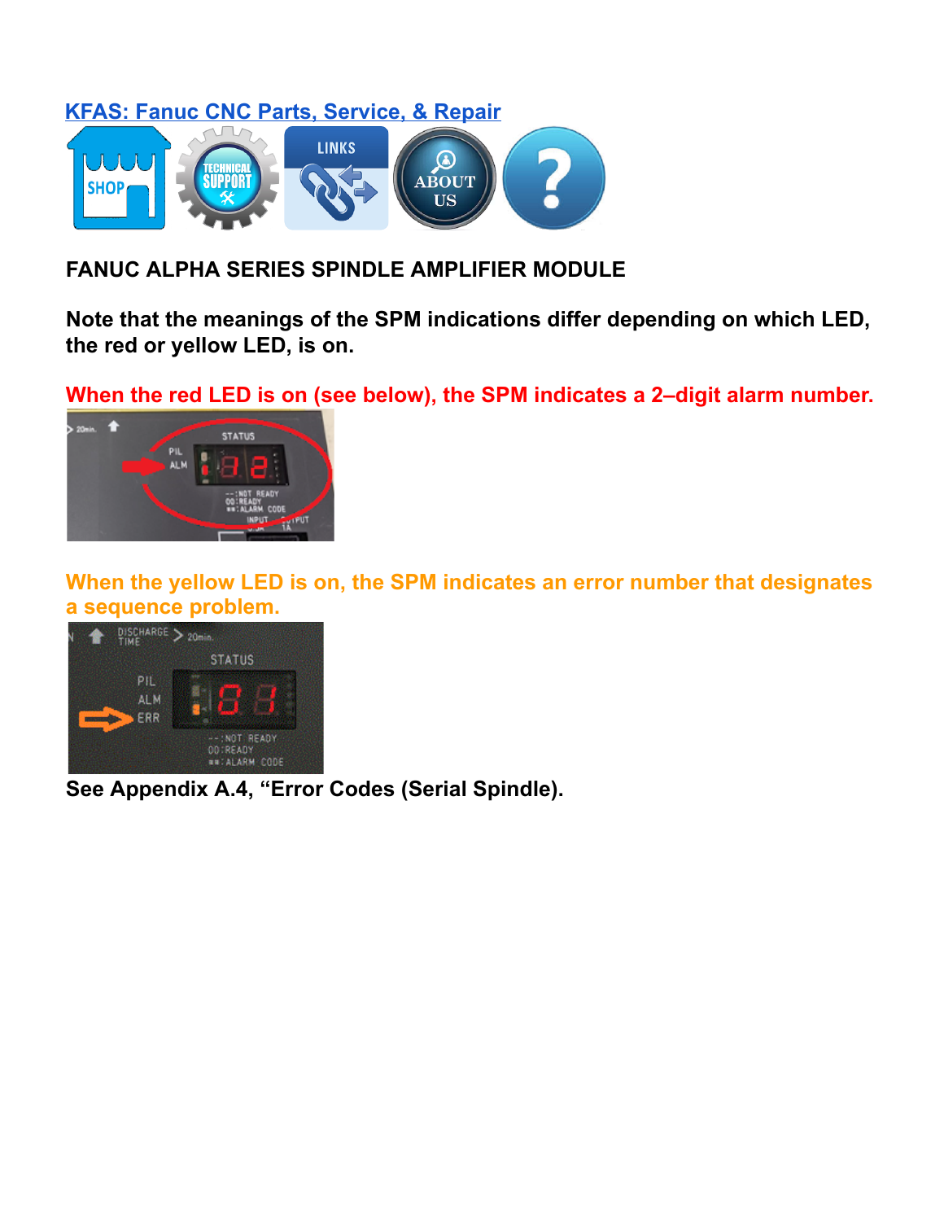[KFAS: Fanuc CNC Parts, Service, & Repair]

## FANUC ALPHA SERIES SPINDLE AMPLIFIER MODULE

**Note that the meanings of the SPM indications differ depending on which LED, the red or yellow LED, is on.**

**When the red LED is on (see below), the SPM indicates a 2–digit alarm number.**

**When the yellow LED is on, the SPM indicates an error number that designates a sequence problem.**

**See Appendix A.4, "Error Codes (Serial Spindle).**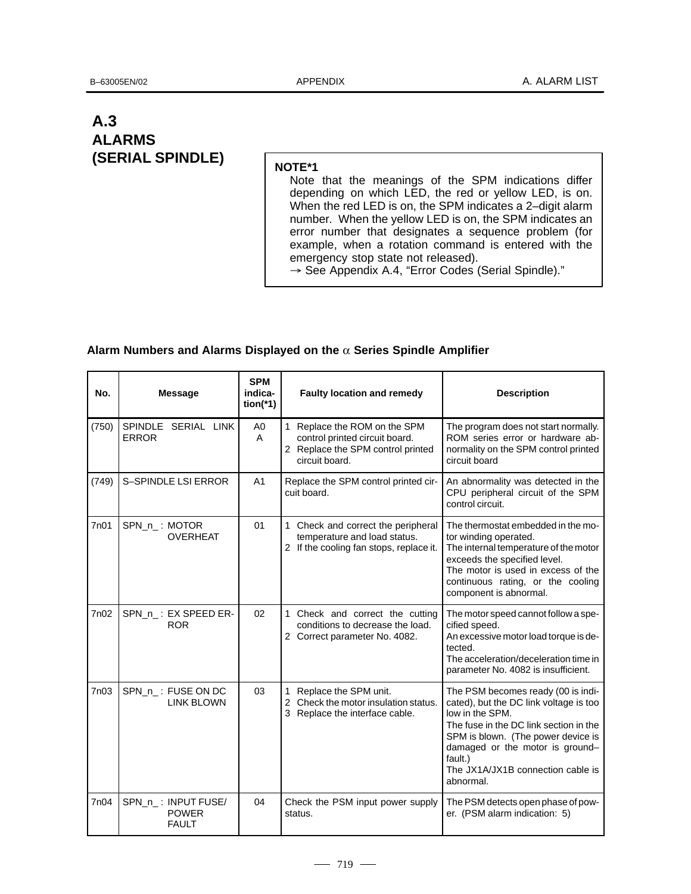## A.3 ALARMS (SERIAL SPINDLE)

> **NOTE*1**
> Note that the meanings of the SPM indications differ depending on which LED, the red or yellow LED, is on. When the red LED is on, the SPM indicates a 2–digit alarm number. When the yellow LED is on, the SPM indicates an error number that designates a sequence problem (for example, when a rotation command is entered with the emergency stop state not released).
> → See Appendix A.4, "Error Codes (Serial Spindle)."

**Alarm Numbers and Alarms Displayed on the α Series Spindle Amplifier**

| No. | Message | SPM indication(*1) | Faulty location and remedy | Description |
|---|---|---|---|---|
| (750) | SPINDLE SERIAL LINK ERROR | A0<br>A | 1 Replace the ROM on the SPM control printed circuit board.<br>2 Replace the SPM control printed circuit board. | The program does not start normally. ROM series error or hardware abnormality on the SPM control printed circuit board |
| (749) | S–SPINDLE LSI ERROR | A1 | Replace the SPM control printed circuit board. | An abnormality was detected in the CPU peripheral circuit of the SPM control circuit. |
| 7n01 | SPN_n_ : MOTOR OVERHEAT | 01 | 1 Check and correct the peripheral temperature and load status.<br>2 If the cooling fan stops, replace it. | The thermostat embedded in the motor winding operated.<br>The internal temperature of the motor exceeds the specified level.<br>The motor is used in excess of the continuous rating, or the cooling component is abnormal. |
| 7n02 | SPN_n_ : EX SPEED ERROR | 02 | 1 Check and correct the cutting conditions to decrease the load.<br>2 Correct parameter No. 4082. | The motor speed cannot follow a specified speed.<br>An excessive motor load torque is detected.<br>The acceleration/deceleration time in parameter No. 4082 is insufficient. |
| 7n03 | SPN_n_ : FUSE ON DC LINK BLOWN | 03 | 1 Replace the SPM unit.<br>2 Check the motor insulation status.<br>3 Replace the interface cable. | The PSM becomes ready (00 is indicated), but the DC link voltage is too low in the SPM.<br>The fuse in the DC link section in the SPM is blown. (The power device is damaged or the motor is ground–fault.)<br>The JX1A/JX1B connection cable is abnormal. |
| 7n04 | SPN_n_ : INPUT FUSE/ POWER FAULT | 04 | Check the PSM input power supply status. | The PSM detects open phase of power. (PSM alarm indication: 5) |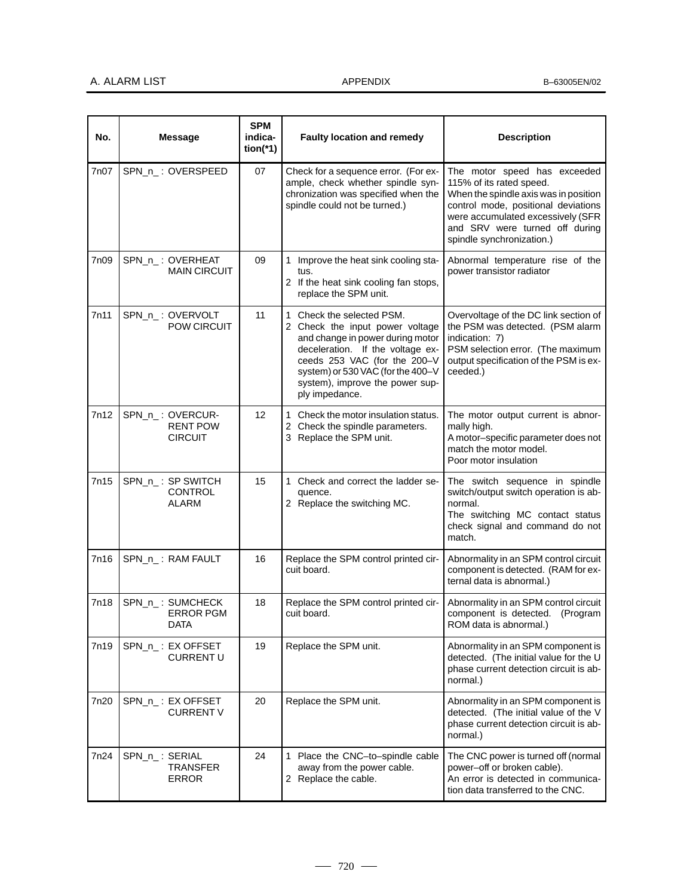| No. | Message | SPM indica-tion(*1) | Faulty location and remedy | Description |
|---|---|---|---|---|
| 7n07 | SPN_n_ : OVERSPEED | 07 | Check for a sequence error. (For example, check whether spindle synchronization was specified when the spindle could not be turned.) | The motor speed has exceeded 115% of its rated speed. When the spindle axis was in position control mode, positional deviations were accumulated excessively (SFR and SRV were turned off during spindle synchronization.) |
| 7n09 | SPN_n_ : OVERHEAT MAIN CIRCUIT | 09 | 1 Improve the heat sink cooling status. 2 If the heat sink cooling fan stops, replace the SPM unit. | Abnormal temperature rise of the power transistor radiator |
| 7n11 | SPN_n_ : OVERVOLT POW CIRCUIT | 11 | 1 Check the selected PSM. 2 Check the input power voltage and change in power during motor deceleration. If the voltage exceeds 253 VAC (for the 200–V system) or 530 VAC (for the 400–V system), improve the power supply impedance. | Overvoltage of the DC link section of the PSM was detected. (PSM alarm indication: 7) PSM selection error. (The maximum output specification of the PSM is exceeded.) |
| 7n12 | SPN_n_ : OVERCURRENT POW CIRCUIT | 12 | 1 Check the motor insulation status. 2 Check the spindle parameters. 3 Replace the SPM unit. | The motor output current is abnormally high. A motor–specific parameter does not match the motor model. Poor motor insulation |
| 7n15 | SPN_n_ : SP SWITCH CONTROL ALARM | 15 | 1 Check and correct the ladder sequence. 2 Replace the switching MC. | The switch sequence in spindle switch/output switch operation is abnormal. The switching MC contact status check signal and command do not match. |
| 7n16 | SPN_n_ : RAM FAULT | 16 | Replace the SPM control printed circuit board. | Abnormality in an SPM control circuit component is detected. (RAM for external data is abnormal.) |
| 7n18 | SPN_n_ : SUMCHECK ERROR PGM DATA | 18 | Replace the SPM control printed circuit board. | Abnormality in an SPM control circuit component is detected. (Program ROM data is abnormal.) |
| 7n19 | SPN_n_ : EX OFFSET CURRENT U | 19 | Replace the SPM unit. | Abnormality in an SPM component is detected. (The initial value for the U phase current detection circuit is abnormal.) |
| 7n20 | SPN_n_ : EX OFFSET CURRENT V | 20 | Replace the SPM unit. | Abnormality in an SPM component is detected. (The initial value of the V phase current detection circuit is abnormal.) |
| 7n24 | SPN_n_ : SERIAL TRANSFER ERROR | 24 | 1 Place the CNC–to–spindle cable away from the power cable. 2 Replace the cable. | The CNC power is turned off (normal power–off or broken cable). An error is detected in communication data transferred to the CNC. |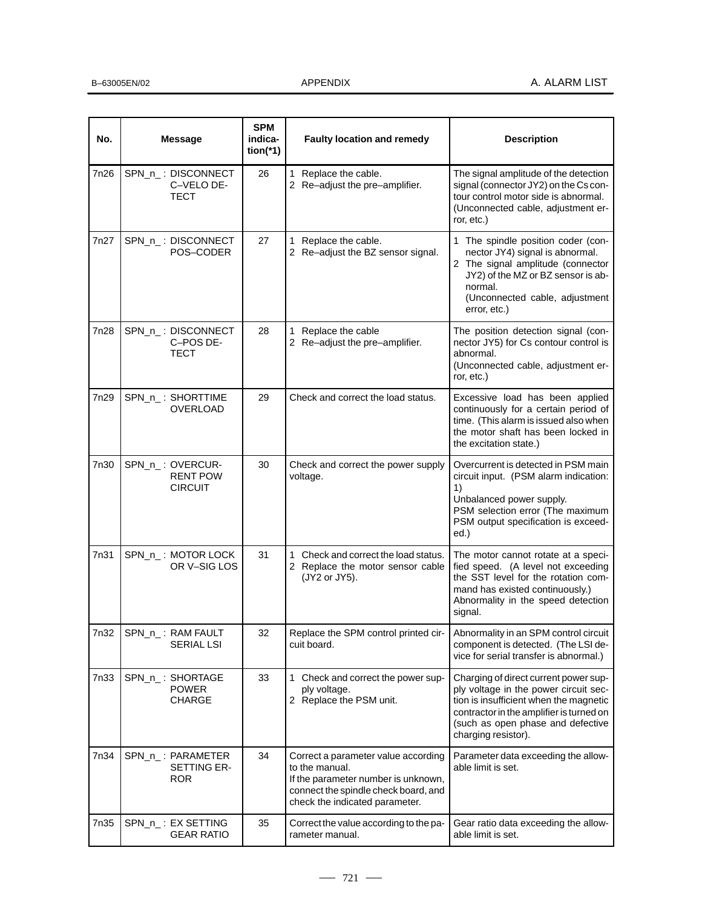| No. | Message | SPM indication(*1) | Faulty location and remedy | Description |
|---|---|---|---|---|
| 7n26 | SPN_n_ : DISCONNECT C–VELO DETECT | 26 | 1 Replace the cable.<br>2 Re–adjust the pre–amplifier. | The signal amplitude of the detection signal (connector JY2) on the Cs contour control motor side is abnormal. (Unconnected cable, adjustment error, etc.) |
| 7n27 | SPN_n_ : DISCONNECT POS–CODER | 27 | 1 Replace the cable.<br>2 Re–adjust the BZ sensor signal. | 1 The spindle position coder (connector JY4) signal is abnormal.<br>2 The signal amplitude (connector JY2) of the MZ or BZ sensor is abnormal.<br>(Unconnected cable, adjustment error, etc.) |
| 7n28 | SPN_n_ : DISCONNECT C–POS DETECT | 28 | 1 Replace the cable<br>2 Re–adjust the pre–amplifier. | The position detection signal (connector JY5) for Cs contour control is abnormal.<br>(Unconnected cable, adjustment error, etc.) |
| 7n29 | SPN_n_ : SHORTTIME OVERLOAD | 29 | Check and correct the load status. | Excessive load has been applied continuously for a certain period of time. (This alarm is issued also when the motor shaft has been locked in the excitation state.) |
| 7n30 | SPN_n_ : OVERCURRENT POW CIRCUIT | 30 | Check and correct the power supply voltage. | Overcurrent is detected in PSM main circuit input. (PSM alarm indication: 1)<br>Unbalanced power supply.<br>PSM selection error (The maximum PSM output specification is exceeded.) |
| 7n31 | SPN_n_ : MOTOR LOCK OR V–SIG LOS | 31 | 1 Check and correct the load status.<br>2 Replace the motor sensor cable (JY2 or JY5). | The motor cannot rotate at a specified speed. (A level not exceeding the SST level for the rotation command has existed continuously.)<br>Abnormality in the speed detection signal. |
| 7n32 | SPN_n_ : RAM FAULT SERIAL LSI | 32 | Replace the SPM control printed circuit board. | Abnormality in an SPM control circuit component is detected. (The LSI device for serial transfer is abnormal.) |
| 7n33 | SPN_n_ : SHORTAGE POWER CHARGE | 33 | 1 Check and correct the power supply voltage.<br>2 Replace the PSM unit. | Charging of direct current power supply voltage in the power circuit section is insufficient when the magnetic contractor in the amplifier is turned on (such as open phase and defective charging resistor). |
| 7n34 | SPN_n_ : PARAMETER SETTING ERROR | 34 | Correct a parameter value according to the manual.<br>If the parameter number is unknown, connect the spindle check board, and check the indicated parameter. | Parameter data exceeding the allowable limit is set. |
| 7n35 | SPN_n_ : EX SETTING GEAR RATIO | 35 | Correct the value according to the parameter manual. | Gear ratio data exceeding the allowable limit is set. |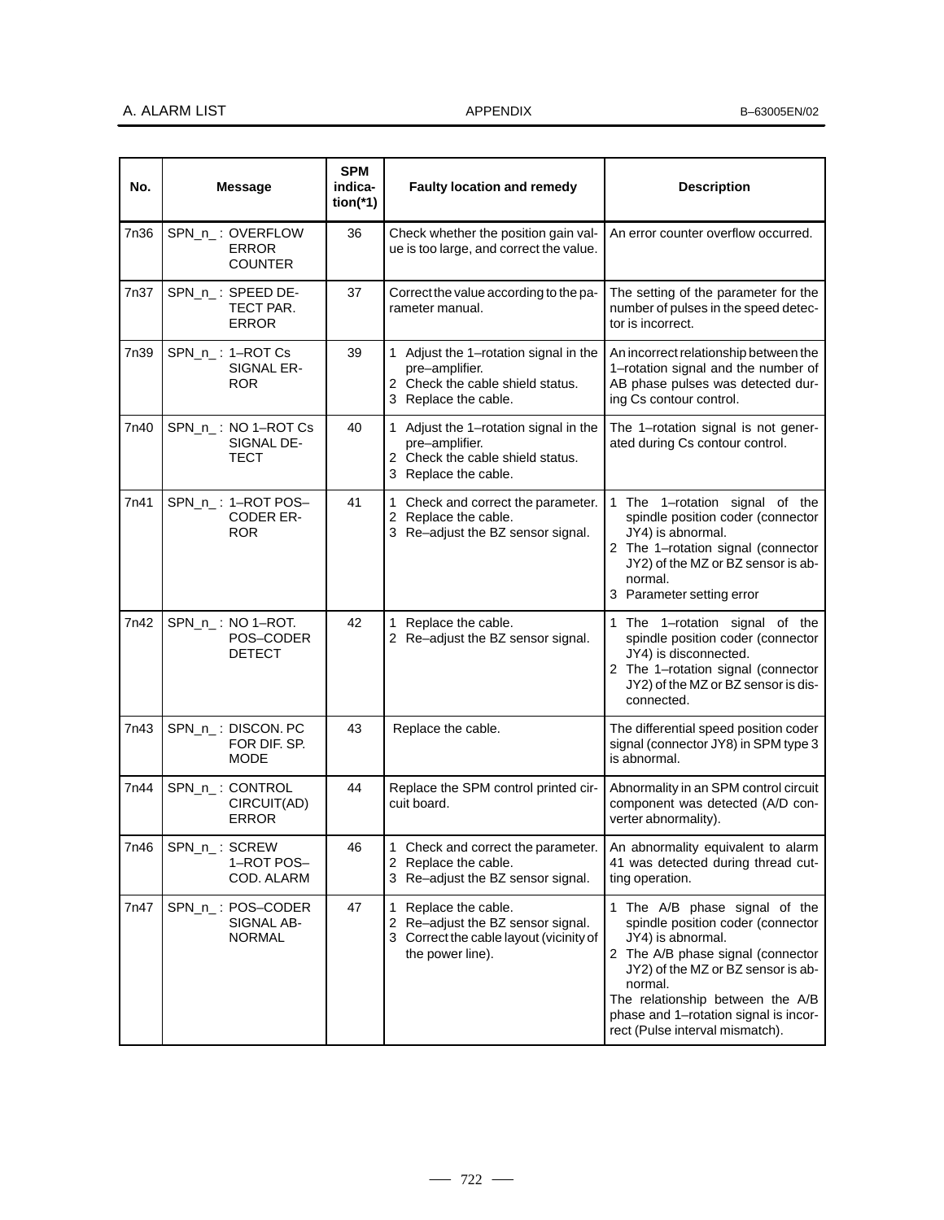| No. | Message | SPM indica-tion(*1) | Faulty location and remedy | Description |
|---|---|---|---|---|
| 7n36 | SPN_n_ : OVERFLOW ERROR COUNTER | 36 | Check whether the position gain value is too large, and correct the value. | An error counter overflow occurred. |
| 7n37 | SPN_n_ : SPEED DETECT PAR. ERROR | 37 | Correct the value according to the parameter manual. | The setting of the parameter for the number of pulses in the speed detector is incorrect. |
| 7n39 | SPN_n_ : 1–ROT Cs SIGNAL ERROR | 39 | 1 Adjust the 1–rotation signal in the pre–amplifier.<br>2 Check the cable shield status.<br>3 Replace the cable. | An incorrect relationship between the 1–rotation signal and the number of AB phase pulses was detected during Cs contour control. |
| 7n40 | SPN_n_ : NO 1–ROT Cs SIGNAL DETECT | 40 | 1 Adjust the 1–rotation signal in the pre–amplifier.<br>2 Check the cable shield status.<br>3 Replace the cable. | The 1–rotation signal is not generated during Cs contour control. |
| 7n41 | SPN_n_ : 1–ROT POS–CODER ERROR | 41 | 1 Check and correct the parameter.<br>2 Replace the cable.<br>3 Re–adjust the BZ sensor signal. | 1 The 1–rotation signal of the spindle position coder (connector JY4) is abnormal.<br>2 The 1–rotation signal (connector JY2) of the MZ or BZ sensor is abnormal.<br>3 Parameter setting error |
| 7n42 | SPN_n_ : NO 1–ROT. POS–CODER DETECT | 42 | 1 Replace the cable.<br>2 Re–adjust the BZ sensor signal. | 1 The 1–rotation signal of the spindle position coder (connector JY4) is disconnected.<br>2 The 1–rotation signal (connector JY2) of the MZ or BZ sensor is disconnected. |
| 7n43 | SPN_n_ : DISCON. PC FOR DIF. SP. MODE | 43 | Replace the cable. | The differential speed position coder signal (connector JY8) in SPM type 3 is abnormal. |
| 7n44 | SPN_n_ : CONTROL CIRCUIT(AD) ERROR | 44 | Replace the SPM control printed circuit board. | Abnormality in an SPM control circuit component was detected (A/D converter abnormality). |
| 7n46 | SPN_n_ : SCREW 1–ROT POS–COD. ALARM | 46 | 1 Check and correct the parameter.<br>2 Replace the cable.<br>3 Re–adjust the BZ sensor signal. | An abnormality equivalent to alarm 41 was detected during thread cutting operation. |
| 7n47 | SPN_n_ : POS–CODER SIGNAL ABNORMAL | 47 | 1 Replace the cable.<br>2 Re–adjust the BZ sensor signal.<br>3 Correct the cable layout (vicinity of the power line). | 1 The A/B phase signal of the spindle position coder (connector JY4) is abnormal.<br>2 The A/B phase signal (connector JY2) of the MZ or BZ sensor is abnormal.<br>The relationship between the A/B phase and 1–rotation signal is incorrect (Pulse interval mismatch). |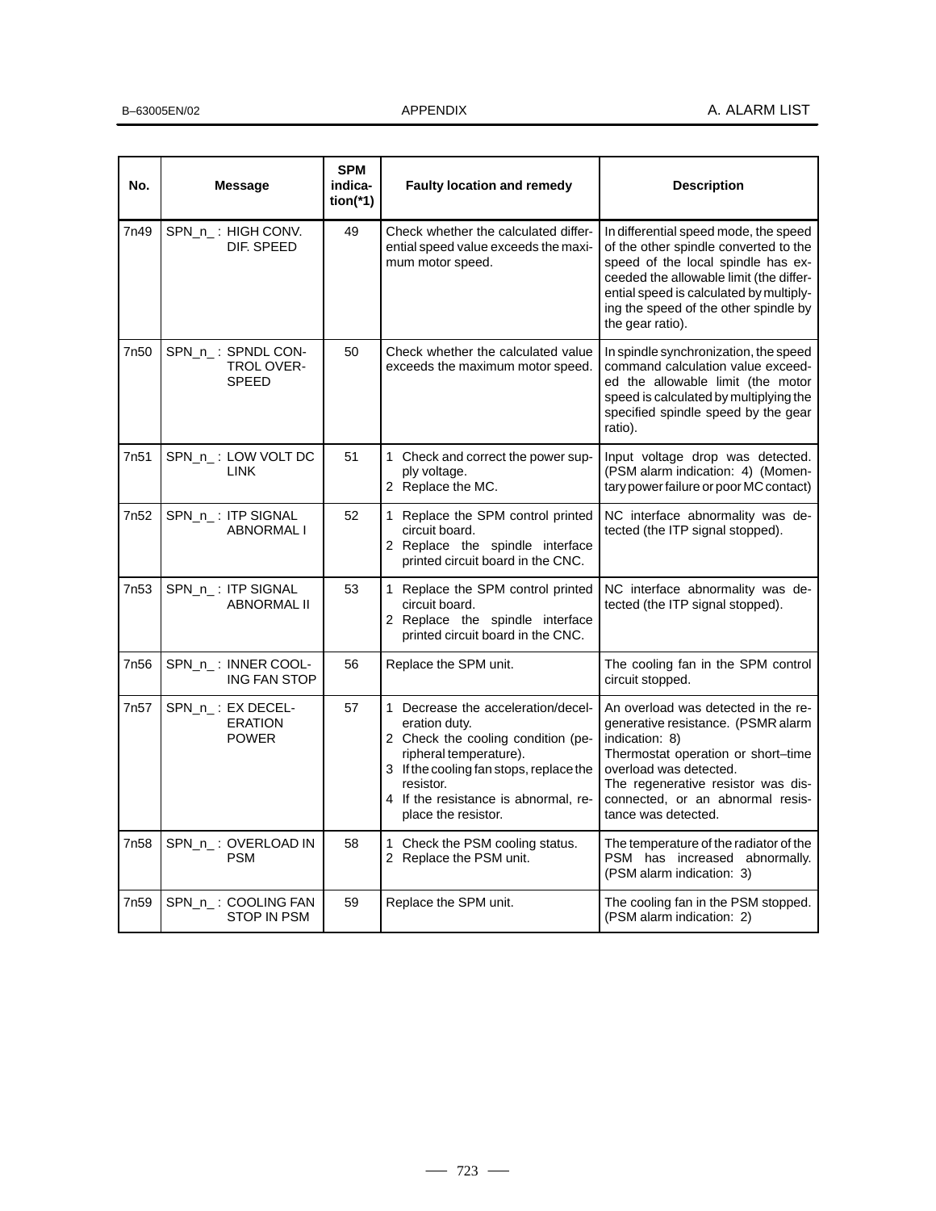| No. | Message | SPM indication(*1) | Faulty location and remedy | Description |
|---|---|---|---|---|
| 7n49 | SPN_n_ : HIGH CONV. DIF. SPEED | 49 | Check whether the calculated differential speed value exceeds the maximum motor speed. | In differential speed mode, the speed of the other spindle converted to the speed of the local spindle has exceeded the allowable limit (the differential speed is calculated by multiplying the speed of the other spindle by the gear ratio). |
| 7n50 | SPN_n_ : SPNDL CONTROL OVERSPEED | 50 | Check whether the calculated value exceeds the maximum motor speed. | In spindle synchronization, the speed command calculation value exceeded the allowable limit (the motor speed is calculated by multiplying the specified spindle speed by the gear ratio). |
| 7n51 | SPN_n_ : LOW VOLT DC LINK | 51 | 1 Check and correct the power supply voltage.<br>2 Replace the MC. | Input voltage drop was detected. (PSM alarm indication: 4) (Momentary power failure or poor MC contact) |
| 7n52 | SPN_n_ : ITP SIGNAL ABNORMAL I | 52 | 1 Replace the SPM control printed circuit board.<br>2 Replace the spindle interface printed circuit board in the CNC. | NC interface abnormality was detected (the ITP signal stopped). |
| 7n53 | SPN_n_ : ITP SIGNAL ABNORMAL II | 53 | 1 Replace the SPM control printed circuit board.<br>2 Replace the spindle interface printed circuit board in the CNC. | NC interface abnormality was detected (the ITP signal stopped). |
| 7n56 | SPN_n_ : INNER COOLING FAN STOP | 56 | Replace the SPM unit. | The cooling fan in the SPM control circuit stopped. |
| 7n57 | SPN_n_ : EX DECELERATION POWER | 57 | 1 Decrease the acceleration/deceleration duty.<br>2 Check the cooling condition (peripheral temperature).<br>3 If the cooling fan stops, replace the resistor.<br>4 If the resistance is abnormal, replace the resistor. | An overload was detected in the regenerative resistance. (PSMR alarm indication: 8)<br>Thermostat operation or short–time overload was detected.<br>The regenerative resistor was disconnected, or an abnormal resistance was detected. |
| 7n58 | SPN_n_ : OVERLOAD IN PSM | 58 | 1 Check the PSM cooling status.<br>2 Replace the PSM unit. | The temperature of the radiator of the PSM has increased abnormally. (PSM alarm indication: 3) |
| 7n59 | SPN_n_ : COOLING FAN STOP IN PSM | 59 | Replace the SPM unit. | The cooling fan in the PSM stopped. (PSM alarm indication: 2) |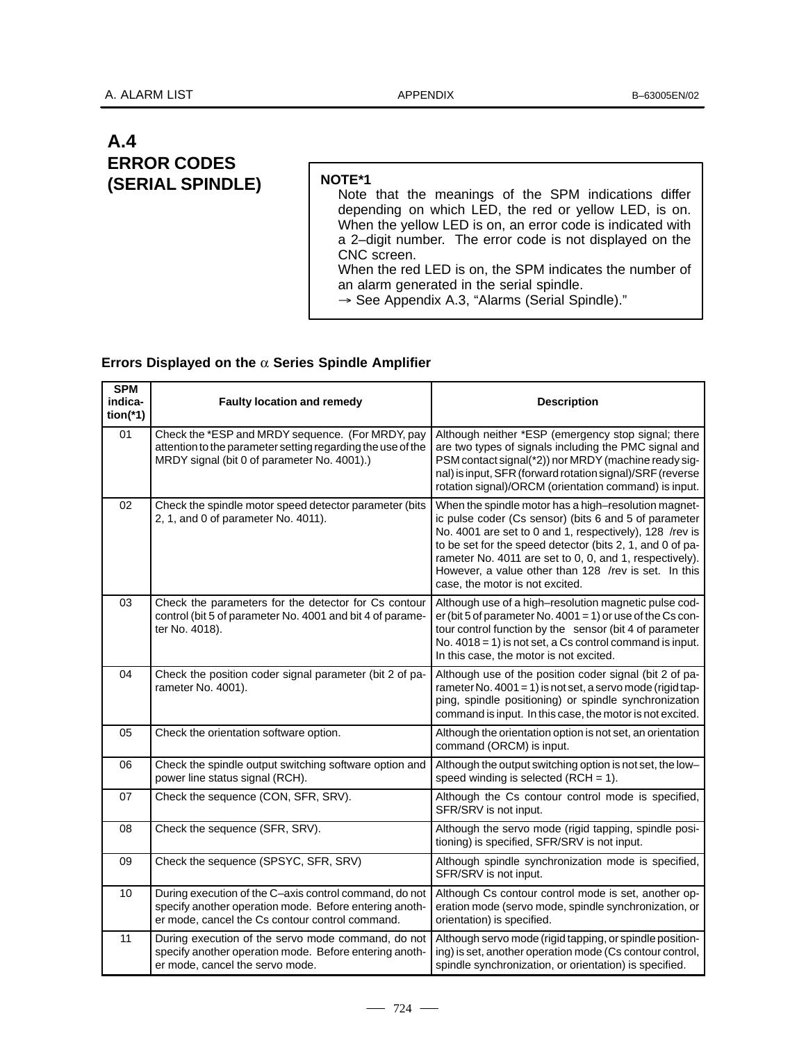## A.4 ERROR CODES (SERIAL SPINDLE)

**NOTE*1**

Note that the meanings of the SPM indications differ depending on which LED, the red or yellow LED, is on. When the yellow LED is on, an error code is indicated with a 2–digit number. The error code is not displayed on the CNC screen.
When the red LED is on, the SPM indicates the number of an alarm generated in the serial spindle.
→ See Appendix A.3, "Alarms (Serial Spindle)."

### Errors Displayed on the α Series Spindle Amplifier

| SPM indication(*1) | Faulty location and remedy | Description |
|---|---|---|
| 01 | Check the *ESP and MRDY sequence. (For MRDY, pay attention to the parameter setting regarding the use of the MRDY signal (bit 0 of parameter No. 4001).) | Although neither *ESP (emergency stop signal; there are two types of signals including the PMC signal and PSM contact signal(*2)) nor MRDY (machine ready signal) is input, SFR (forward rotation signal)/SRF (reverse rotation signal)/ORCM (orientation command) is input. |
| 02 | Check the spindle motor speed detector parameter (bits 2, 1, and 0 of parameter No. 4011). | When the spindle motor has a high–resolution magnetic pulse coder (Cs sensor) (bits 6 and 5 of parameter No. 4001 are set to 0 and 1, respectively), 128 /rev is to be set for the speed detector (bits 2, 1, and 0 of parameter No. 4011 are set to 0, 0, and 1, respectively). However, a value other than 128 /rev is set. In this case, the motor is not excited. |
| 03 | Check the parameters for the detector for Cs contour control (bit 5 of parameter No. 4001 and bit 4 of parameter No. 4018). | Although use of a high–resolution magnetic pulse coder (bit 5 of parameter No. 4001 = 1) or use of the Cs contour control function by the sensor (bit 4 of parameter No. 4018 = 1) is not set, a Cs control command is input. In this case, the motor is not excited. |
| 04 | Check the position coder signal parameter (bit 2 of parameter No. 4001). | Although use of the position coder signal (bit 2 of parameter No. 4001 = 1) is not set, a servo mode (rigid tapping, spindle positioning) or spindle synchronization command is input. In this case, the motor is not excited. |
| 05 | Check the orientation software option. | Although the orientation option is not set, an orientation command (ORCM) is input. |
| 06 | Check the spindle output switching software option and power line status signal (RCH). | Although the output switching option is not set, the low–speed winding is selected (RCH = 1). |
| 07 | Check the sequence (CON, SFR, SRV). | Although the Cs contour control mode is specified, SFR/SRV is not input. |
| 08 | Check the sequence (SFR, SRV). | Although the servo mode (rigid tapping, spindle positioning) is specified, SFR/SRV is not input. |
| 09 | Check the sequence (SPSYC, SFR, SRV) | Although spindle synchronization mode is specified, SFR/SRV is not input. |
| 10 | During execution of the C–axis control command, do not specify another operation mode. Before entering another mode, cancel the Cs contour control command. | Although Cs contour control mode is set, another operation mode (servo mode, spindle synchronization, or orientation) is specified. |
| 11 | During execution of the servo mode command, do not specify another operation mode. Before entering another mode, cancel the servo mode. | Although servo mode (rigid tapping, or spindle positioning) is set, another operation mode (Cs contour control, spindle synchronization, or orientation) is specified. |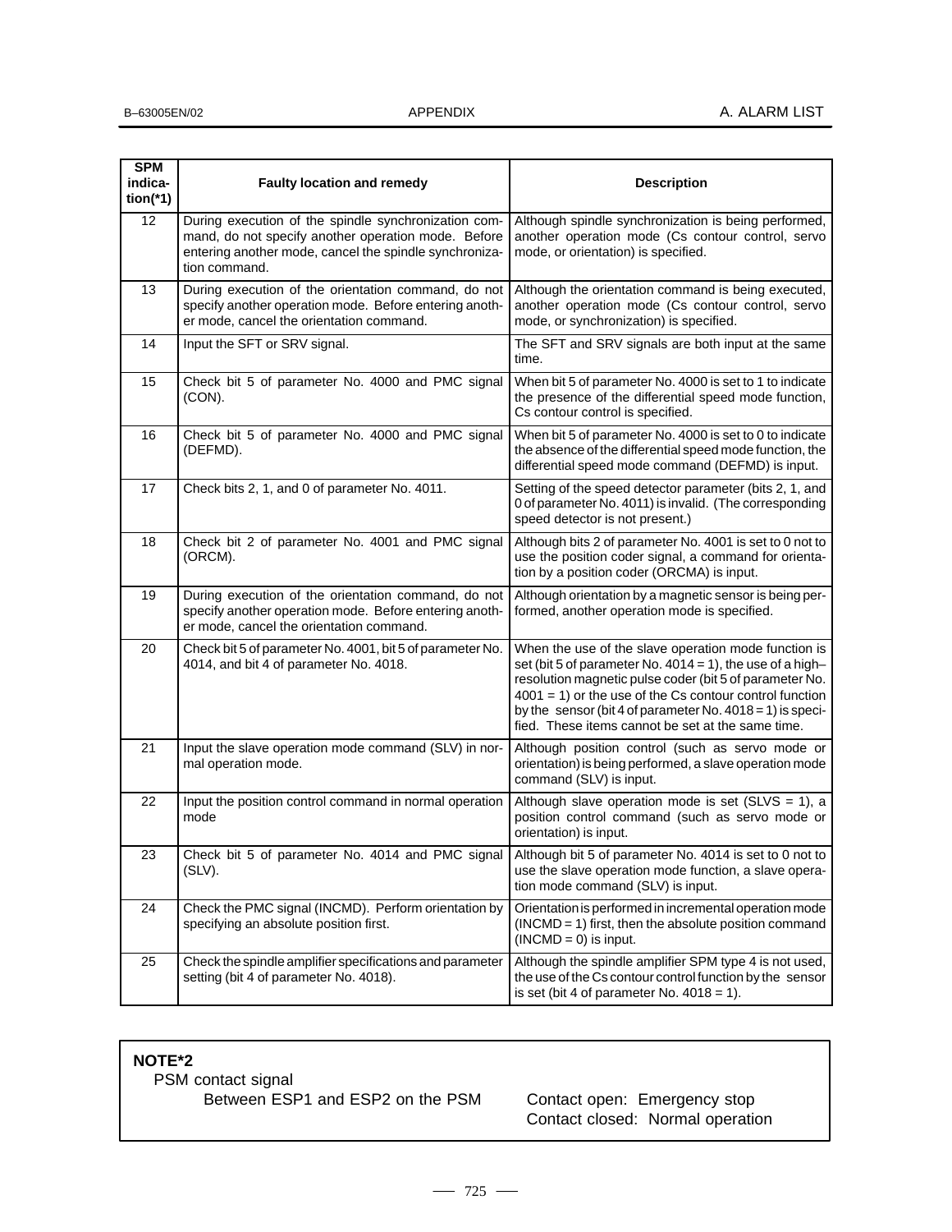| SPM indication(*1) | Faulty location and remedy | Description |
|---|---|---|
| 12 | During execution of the spindle synchronization command, do not specify another operation mode. Before entering another mode, cancel the spindle synchronization command. | Although spindle synchronization is being performed, another operation mode (Cs contour control, servo mode, or orientation) is specified. |
| 13 | During execution of the orientation command, do not specify another operation mode. Before entering another mode, cancel the orientation command. | Although the orientation command is being executed, another operation mode (Cs contour control, servo mode, or synchronization) is specified. |
| 14 | Input the SFT or SRV signal. | The SFT and SRV signals are both input at the same time. |
| 15 | Check bit 5 of parameter No. 4000 and PMC signal (CON). | When bit 5 of parameter No. 4000 is set to 1 to indicate the presence of the differential speed mode function, Cs contour control is specified. |
| 16 | Check bit 5 of parameter No. 4000 and PMC signal (DEFMD). | When bit 5 of parameter No. 4000 is set to 0 to indicate the absence of the differential speed mode function, the differential speed mode command (DEFMD) is input. |
| 17 | Check bits 2, 1, and 0 of parameter No. 4011. | Setting of the speed detector parameter (bits 2, 1, and 0 of parameter No. 4011) is invalid. (The corresponding speed detector is not present.) |
| 18 | Check bit 2 of parameter No. 4001 and PMC signal (ORCM). | Although bits 2 of parameter No. 4001 is set to 0 not to use the position coder signal, a command for orientation by a position coder (ORCMA) is input. |
| 19 | During execution of the orientation command, do not specify another operation mode. Before entering another mode, cancel the orientation command. | Although orientation by a magnetic sensor is being performed, another operation mode is specified. |
| 20 | Check bit 5 of parameter No. 4001, bit 5 of parameter No. 4014, and bit 4 of parameter No. 4018. | When the use of the slave operation mode function is set (bit 5 of parameter No. 4014 = 1), the use of a high–resolution magnetic pulse coder (bit 5 of parameter No. 4001 = 1) or the use of the Cs contour control function by the sensor (bit 4 of parameter No. 4018 = 1) is specified. These items cannot be set at the same time. |
| 21 | Input the slave operation mode command (SLV) in normal operation mode. | Although position control (such as servo mode or orientation) is being performed, a slave operation mode command (SLV) is input. |
| 22 | Input the position control command in normal operation mode | Although slave operation mode is set (SLVS = 1), a position control command (such as servo mode or orientation) is input. |
| 23 | Check bit 5 of parameter No. 4014 and PMC signal (SLV). | Although bit 5 of parameter No. 4014 is set to 0 not to use the slave operation mode function, a slave operation mode command (SLV) is input. |
| 24 | Check the PMC signal (INCMD). Perform orientation by specifying an absolute position first. | Orientation is performed in incremental operation mode (INCMD = 1) first, then the absolute position command (INCMD = 0) is input. |
| 25 | Check the spindle amplifier specifications and parameter setting (bit 4 of parameter No. 4018). | Although the spindle amplifier SPM type 4 is not used, the use of the Cs contour control function by the sensor is set (bit 4 of parameter No. 4018 = 1). |

**NOTE*2**

PSM contact signal

Between ESP1 and ESP2 on the PSM — Contact open: Emergency stop  
Contact closed: Normal operation